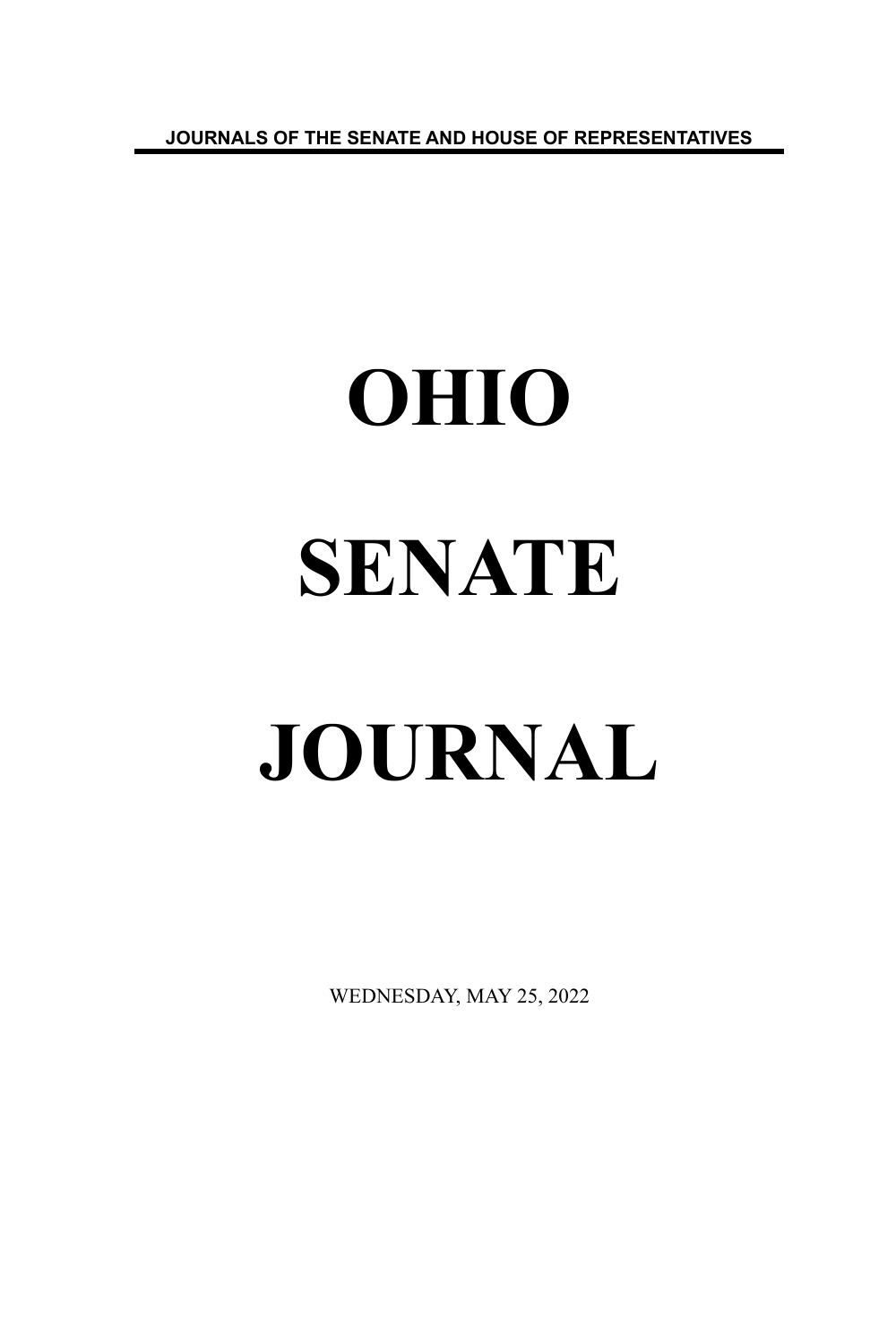JOURNALS OF THE SENATE AND HOUSE OF REPRESENTATIVES

# OHIO

# SENATE

# JOURNAL

WEDNESDAY, MAY 25, 2022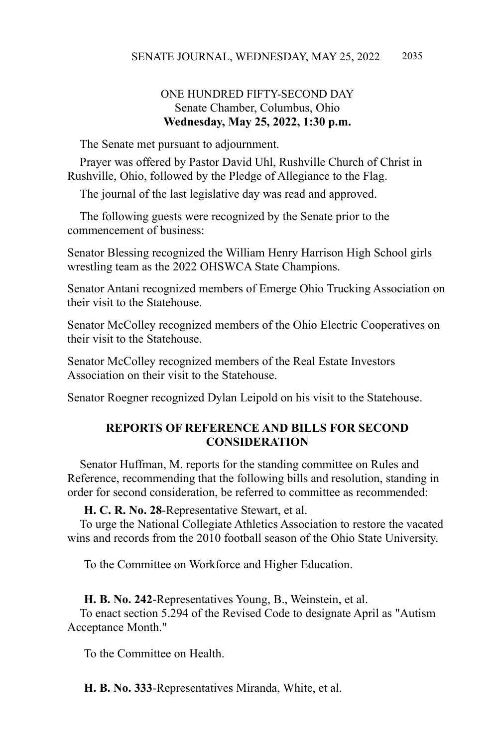ONE HUNDRED FIFTY-SECOND DAY
Senate Chamber, Columbus, Ohio
**Wednesday, May 25, 2022, 1:30 p.m.**

The Senate met pursuant to adjournment.

Prayer was offered by Pastor David Uhl, Rushville Church of Christ in Rushville, Ohio, followed by the Pledge of Allegiance to the Flag.

The journal of the last legislative day was read and approved.

The following guests were recognized by the Senate prior to the commencement of business:

Senator Blessing recognized the William Henry Harrison High School girls wrestling team as the 2022 OHSWCA State Champions.

Senator Antani recognized members of Emerge Ohio Trucking Association on their visit to the Statehouse.

Senator McColley recognized members of the Ohio Electric Cooperatives on their visit to the Statehouse.

Senator McColley recognized members of the Real Estate Investors Association on their visit to the Statehouse.

Senator Roegner recognized Dylan Leipold on his visit to the Statehouse.

## REPORTS OF REFERENCE AND BILLS FOR SECOND CONSIDERATION

Senator Huffman, M. reports for the standing committee on Rules and Reference, recommending that the following bills and resolution, standing in order for second consideration, be referred to committee as recommended:

**H. C. R. No. 28**-Representative Stewart, et al.
To urge the National Collegiate Athletics Association to restore the vacated wins and records from the 2010 football season of the Ohio State University.

To the Committee on Workforce and Higher Education.

**H. B. No. 242**-Representatives Young, B., Weinstein, et al.
To enact section 5.294 of the Revised Code to designate April as "Autism Acceptance Month."

To the Committee on Health.

**H. B. No. 333**-Representatives Miranda, White, et al.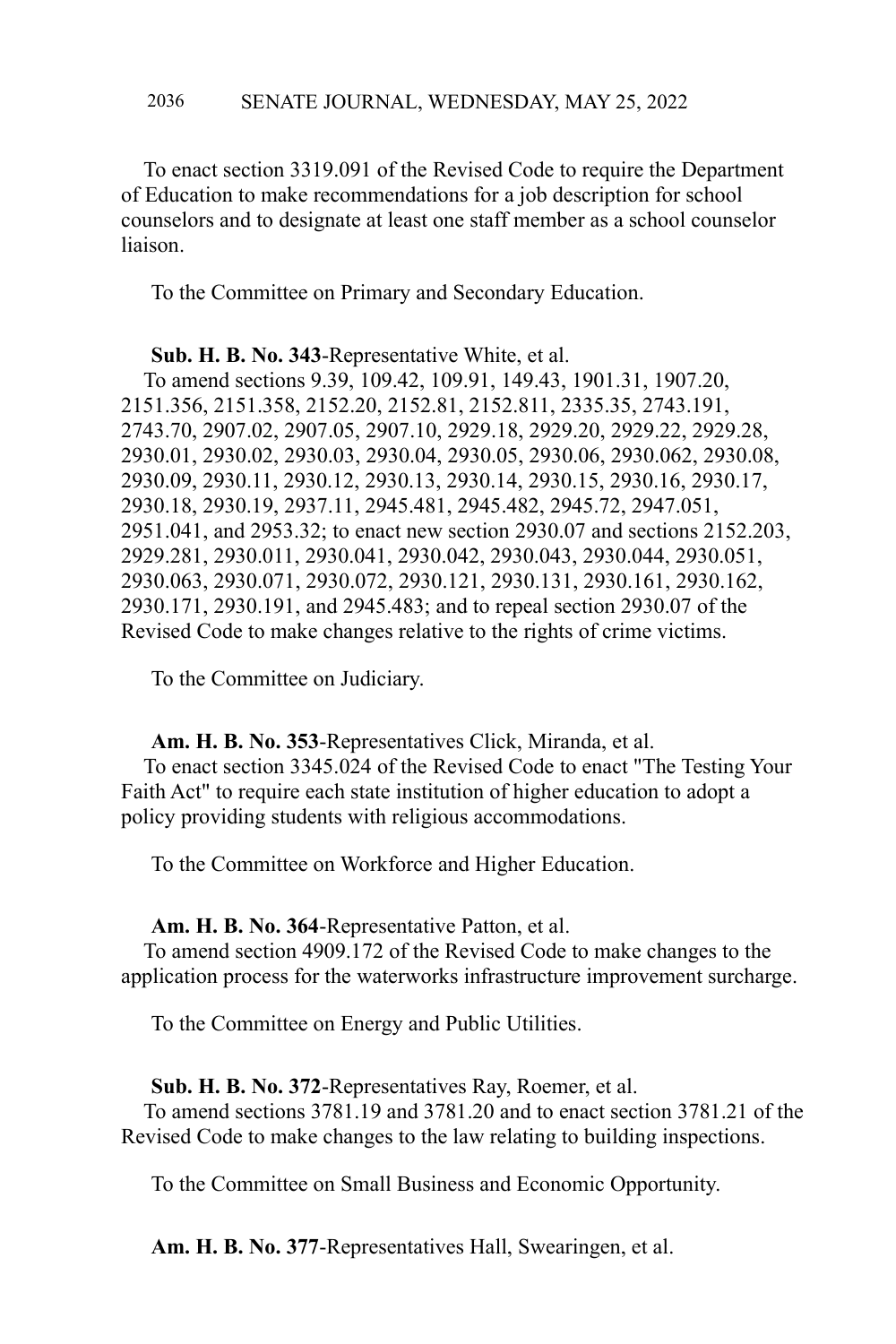To enact section 3319.091 of the Revised Code to require the Department of Education to make recommendations for a job description for school counselors and to designate at least one staff member as a school counselor liaison.

To the Committee on Primary and Secondary Education.

**Sub. H. B. No. 343**-Representative White, et al.

To amend sections 9.39, 109.42, 109.91, 149.43, 1901.31, 1907.20, 2151.356, 2151.358, 2152.20, 2152.81, 2152.811, 2335.35, 2743.191, 2743.70, 2907.02, 2907.05, 2907.10, 2929.18, 2929.20, 2929.22, 2929.28, 2930.01, 2930.02, 2930.03, 2930.04, 2930.05, 2930.06, 2930.062, 2930.08, 2930.09, 2930.11, 2930.12, 2930.13, 2930.14, 2930.15, 2930.16, 2930.17, 2930.18, 2930.19, 2937.11, 2945.481, 2945.482, 2945.72, 2947.051, 2951.041, and 2953.32; to enact new section 2930.07 and sections 2152.203, 2929.281, 2930.011, 2930.041, 2930.042, 2930.043, 2930.044, 2930.051, 2930.063, 2930.071, 2930.072, 2930.121, 2930.131, 2930.161, 2930.162, 2930.171, 2930.191, and 2945.483; and to repeal section 2930.07 of the Revised Code to make changes relative to the rights of crime victims.

To the Committee on Judiciary.

**Am. H. B. No. 353**-Representatives Click, Miranda, et al.

To enact section 3345.024 of the Revised Code to enact "The Testing Your Faith Act" to require each state institution of higher education to adopt a policy providing students with religious accommodations.

To the Committee on Workforce and Higher Education.

**Am. H. B. No. 364**-Representative Patton, et al.

To amend section 4909.172 of the Revised Code to make changes to the application process for the waterworks infrastructure improvement surcharge.

To the Committee on Energy and Public Utilities.

**Sub. H. B. No. 372**-Representatives Ray, Roemer, et al.

To amend sections 3781.19 and 3781.20 and to enact section 3781.21 of the Revised Code to make changes to the law relating to building inspections.

To the Committee on Small Business and Economic Opportunity.

**Am. H. B. No. 377**-Representatives Hall, Swearingen, et al.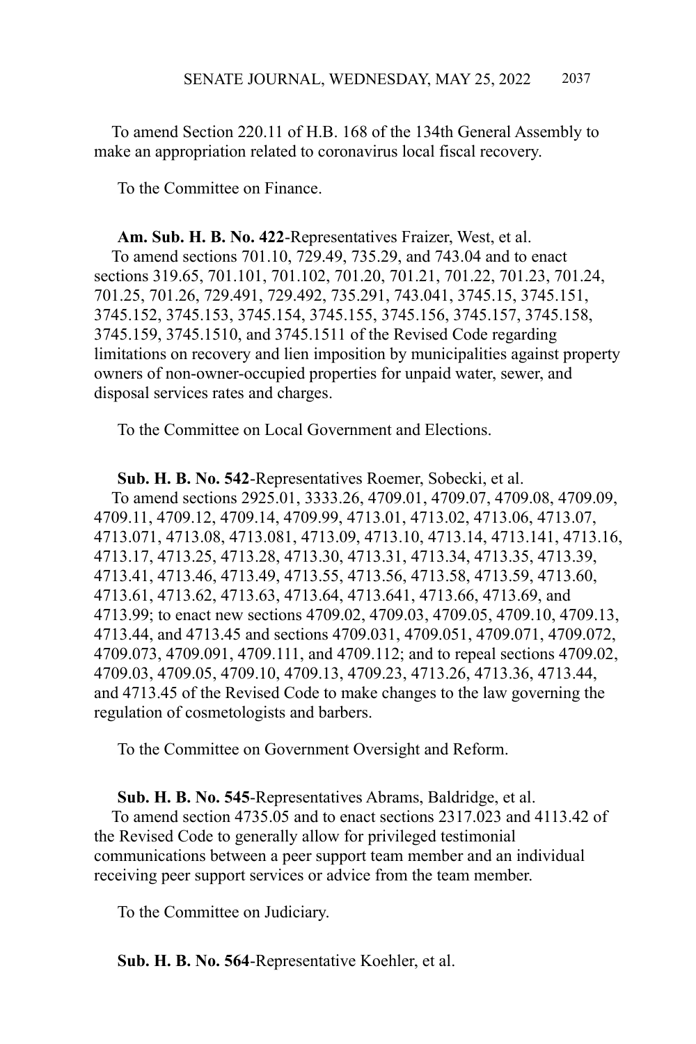To amend Section 220.11 of H.B. 168 of the 134th General Assembly to make an appropriation related to coronavirus local fiscal recovery.

To the Committee on Finance.

**Am. Sub. H. B. No. 422**-Representatives Fraizer, West, et al.
To amend sections 701.10, 729.49, 735.29, and 743.04 and to enact sections 319.65, 701.101, 701.102, 701.20, 701.21, 701.22, 701.23, 701.24, 701.25, 701.26, 729.491, 729.492, 735.291, 743.041, 3745.15, 3745.151, 3745.152, 3745.153, 3745.154, 3745.155, 3745.156, 3745.157, 3745.158, 3745.159, 3745.1510, and 3745.1511 of the Revised Code regarding limitations on recovery and lien imposition by municipalities against property owners of non-owner-occupied properties for unpaid water, sewer, and disposal services rates and charges.

To the Committee on Local Government and Elections.

**Sub. H. B. No. 542**-Representatives Roemer, Sobecki, et al.
To amend sections 2925.01, 3333.26, 4709.01, 4709.07, 4709.08, 4709.09, 4709.11, 4709.12, 4709.14, 4709.99, 4713.01, 4713.02, 4713.06, 4713.07, 4713.071, 4713.08, 4713.081, 4713.09, 4713.10, 4713.14, 4713.141, 4713.16, 4713.17, 4713.25, 4713.28, 4713.30, 4713.31, 4713.34, 4713.35, 4713.39, 4713.41, 4713.46, 4713.49, 4713.55, 4713.56, 4713.58, 4713.59, 4713.60, 4713.61, 4713.62, 4713.63, 4713.64, 4713.641, 4713.66, 4713.69, and 4713.99; to enact new sections 4709.02, 4709.03, 4709.05, 4709.10, 4709.13, 4713.44, and 4713.45 and sections 4709.031, 4709.051, 4709.071, 4709.072, 4709.073, 4709.091, 4709.111, and 4709.112; and to repeal sections 4709.02, 4709.03, 4709.05, 4709.10, 4709.13, 4709.23, 4713.26, 4713.36, 4713.44, and 4713.45 of the Revised Code to make changes to the law governing the regulation of cosmetologists and barbers.

To the Committee on Government Oversight and Reform.

**Sub. H. B. No. 545**-Representatives Abrams, Baldridge, et al.
To amend section 4735.05 and to enact sections 2317.023 and 4113.42 of the Revised Code to generally allow for privileged testimonial communications between a peer support team member and an individual receiving peer support services or advice from the team member.

To the Committee on Judiciary.

**Sub. H. B. No. 564**-Representative Koehler, et al.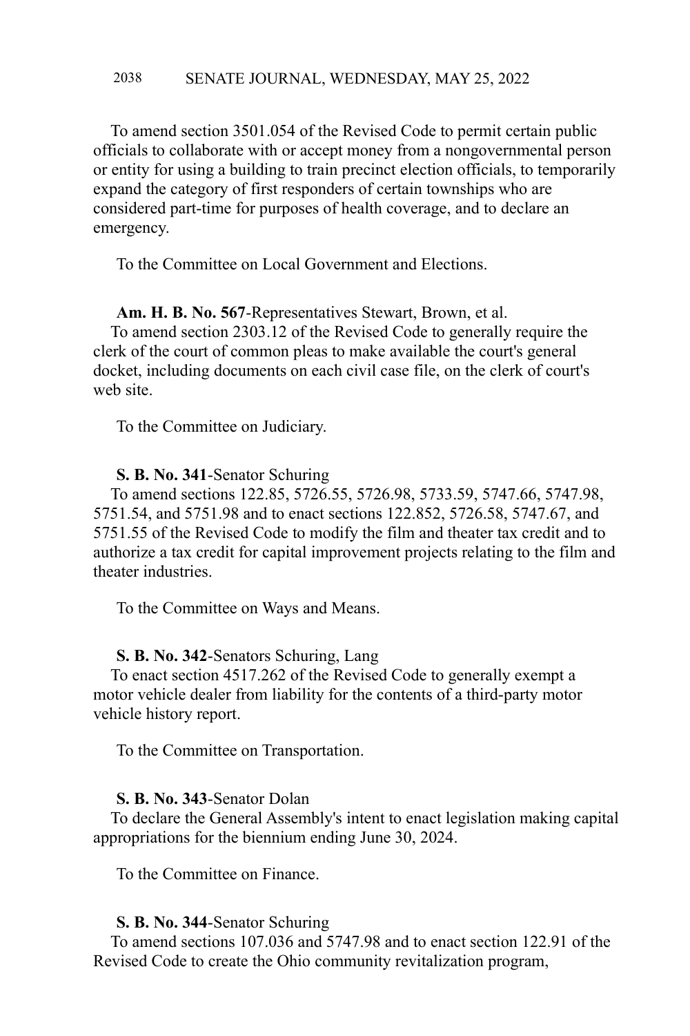To amend section 3501.054 of the Revised Code to permit certain public officials to collaborate with or accept money from a nongovernmental person or entity for using a building to train precinct election officials, to temporarily expand the category of first responders of certain townships who are considered part-time for purposes of health coverage, and to declare an emergency.

To the Committee on Local Government and Elections.

**Am. H. B. No. 567**-Representatives Stewart, Brown, et al.
To amend section 2303.12 of the Revised Code to generally require the clerk of the court of common pleas to make available the court's general docket, including documents on each civil case file, on the clerk of court's web site.

To the Committee on Judiciary.

**S. B. No. 341**-Senator Schuring
To amend sections 122.85, 5726.55, 5726.98, 5733.59, 5747.66, 5747.98, 5751.54, and 5751.98 and to enact sections 122.852, 5726.58, 5747.67, and 5751.55 of the Revised Code to modify the film and theater tax credit and to authorize a tax credit for capital improvement projects relating to the film and theater industries.

To the Committee on Ways and Means.

**S. B. No. 342**-Senators Schuring, Lang
To enact section 4517.262 of the Revised Code to generally exempt a motor vehicle dealer from liability for the contents of a third-party motor vehicle history report.

To the Committee on Transportation.

**S. B. No. 343**-Senator Dolan
To declare the General Assembly's intent to enact legislation making capital appropriations for the biennium ending June 30, 2024.

To the Committee on Finance.

**S. B. No. 344**-Senator Schuring
To amend sections 107.036 and 5747.98 and to enact section 122.91 of the Revised Code to create the Ohio community revitalization program,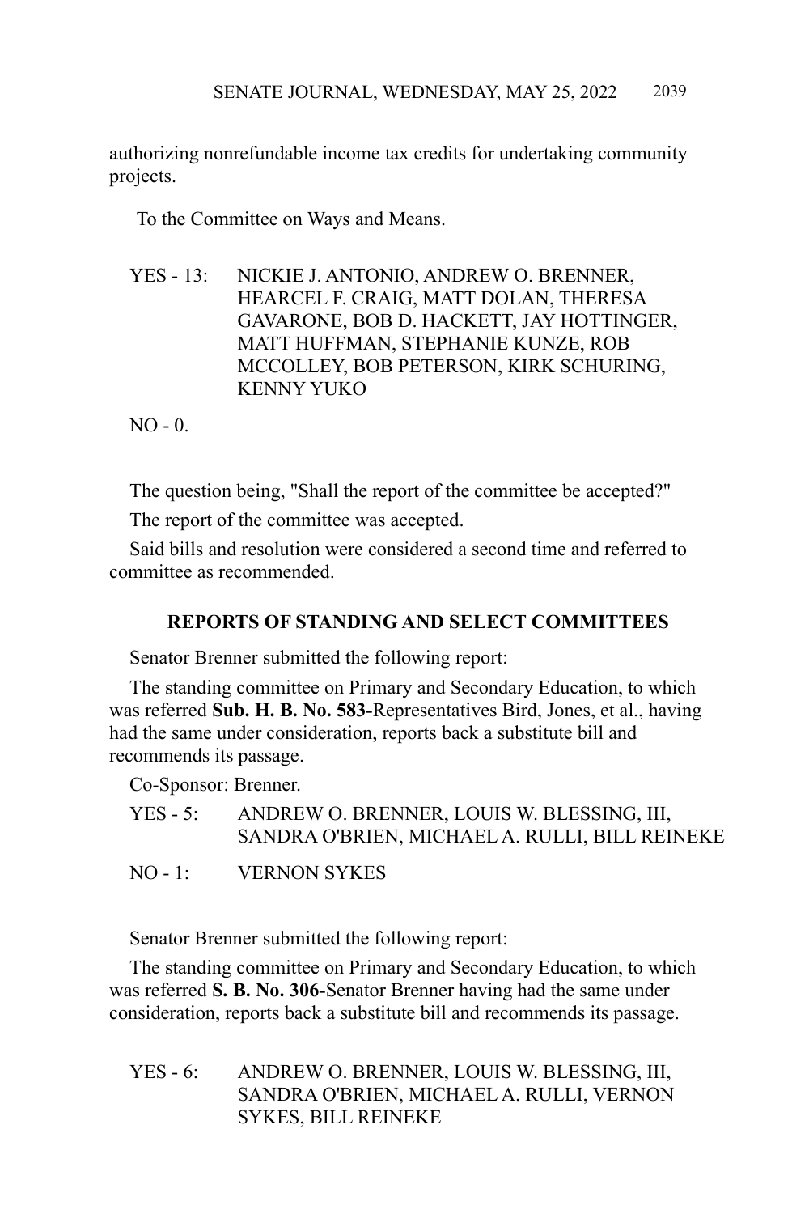authorizing nonrefundable income tax credits for undertaking community projects.

To the Committee on Ways and Means.

YES - 13: NICKIE J. ANTONIO, ANDREW O. BRENNER, HEARCEL F. CRAIG, MATT DOLAN, THERESA GAVARONE, BOB D. HACKETT, JAY HOTTINGER, MATT HUFFMAN, STEPHANIE KUNZE, ROB MCCOLLEY, BOB PETERSON, KIRK SCHURING, KENNY YUKO

NO - 0.

The question being, "Shall the report of the committee be accepted?"

The report of the committee was accepted.

Said bills and resolution were considered a second time and referred to committee as recommended.

## REPORTS OF STANDING AND SELECT COMMITTEES

Senator Brenner submitted the following report:

The standing committee on Primary and Secondary Education, to which was referred **Sub. H. B. No. 583-**Representatives Bird, Jones, et al., having had the same under consideration, reports back a substitute bill and recommends its passage.

Co-Sponsor: Brenner.

YES - 5: ANDREW O. BRENNER, LOUIS W. BLESSING, III, SANDRA O'BRIEN, MICHAEL A. RULLI, BILL REINEKE

NO - 1: VERNON SYKES

Senator Brenner submitted the following report:

The standing committee on Primary and Secondary Education, to which was referred **S. B. No. 306-**Senator Brenner having had the same under consideration, reports back a substitute bill and recommends its passage.

YES - 6: ANDREW O. BRENNER, LOUIS W. BLESSING, III, SANDRA O'BRIEN, MICHAEL A. RULLI, VERNON SYKES, BILL REINEKE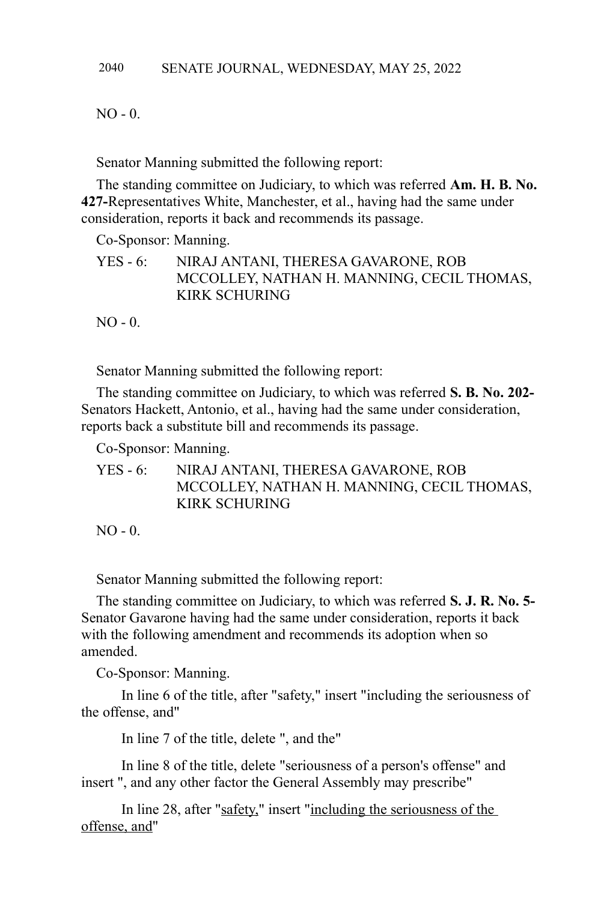NO - 0.

Senator Manning submitted the following report:

The standing committee on Judiciary, to which was referred **Am. H. B. No. 427-**Representatives White, Manchester, et al., having had the same under consideration, reports it back and recommends its passage.

Co-Sponsor: Manning.

YES - 6: NIRAJ ANTANI, THERESA GAVARONE, ROB MCCOLLEY, NATHAN H. MANNING, CECIL THOMAS, KIRK SCHURING

NO - 0.

Senator Manning submitted the following report:

The standing committee on Judiciary, to which was referred **S. B. No. 202-** Senators Hackett, Antonio, et al., having had the same under consideration, reports back a substitute bill and recommends its passage.

Co-Sponsor: Manning.

YES - 6: NIRAJ ANTANI, THERESA GAVARONE, ROB MCCOLLEY, NATHAN H. MANNING, CECIL THOMAS, KIRK SCHURING

NO - 0.

Senator Manning submitted the following report:

The standing committee on Judiciary, to which was referred **S. J. R. No. 5-** Senator Gavarone having had the same under consideration, reports it back with the following amendment and recommends its adoption when so amended.

Co-Sponsor: Manning.

In line 6 of the title, after "safety," insert "including the seriousness of the offense, and"

In line 7 of the title, delete ", and the"

In line 8 of the title, delete "seriousness of a person's offense" and insert ", and any other factor the General Assembly may prescribe"

In line 28, after "safety," insert "including the seriousness of the offense, and"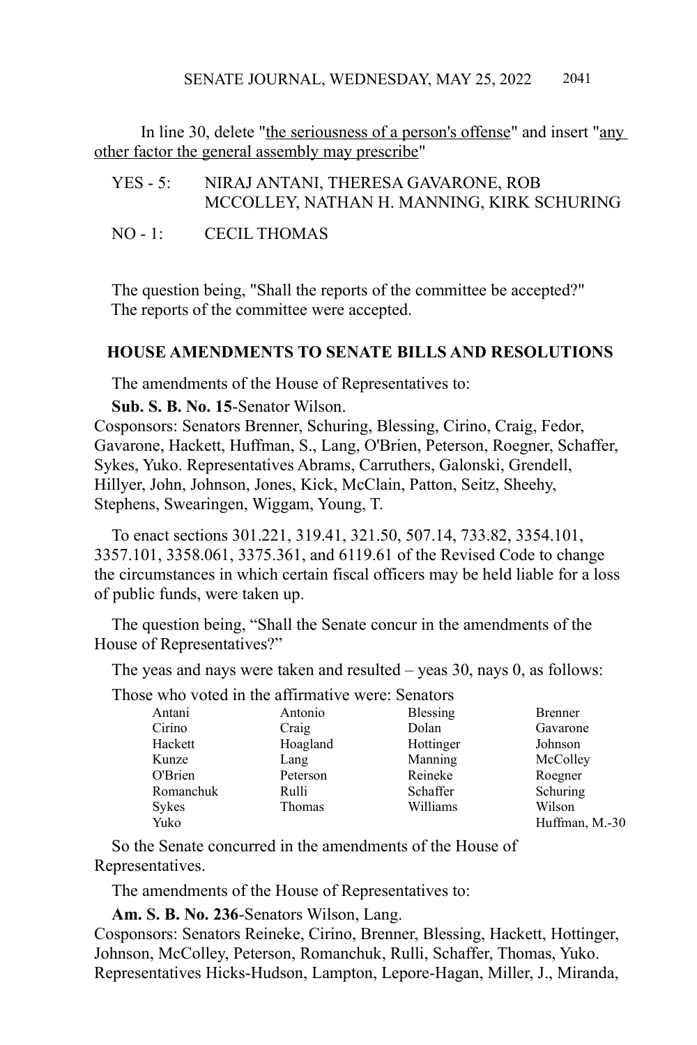In line 30, delete "<u>the seriousness of a person's offense</u>" and insert "<u>any other factor the general assembly may prescribe</u>"

YES - 5: NIRAJ ANTANI, THERESA GAVARONE, ROB MCCOLLEY, NATHAN H. MANNING, KIRK SCHURING

NO - 1: CECIL THOMAS

The question being, "Shall the reports of the committee be accepted?"
The reports of the committee were accepted.

**HOUSE AMENDMENTS TO SENATE BILLS AND RESOLUTIONS**

The amendments of the House of Representatives to:

**Sub. S. B. No. 15**-Senator Wilson.
Cosponsors: Senators Brenner, Schuring, Blessing, Cirino, Craig, Fedor, Gavarone, Hackett, Huffman, S., Lang, O'Brien, Peterson, Roegner, Schaffer, Sykes, Yuko. Representatives Abrams, Carruthers, Galonski, Grendell, Hillyer, John, Johnson, Jones, Kick, McClain, Patton, Seitz, Sheehy, Stephens, Swearingen, Wiggam, Young, T.

To enact sections 301.221, 319.41, 321.50, 507.14, 733.82, 3354.101, 3357.101, 3358.061, 3375.361, and 6119.61 of the Revised Code to change the circumstances in which certain fiscal officers may be held liable for a loss of public funds, were taken up.

The question being, "Shall the Senate concur in the amendments of the House of Representatives?"

The yeas and nays were taken and resulted – yeas 30, nays 0, as follows:

Those who voted in the affirmative were: Senators

| | | | |
|---|---|---|---|
| Antani | Antonio | Blessing | Brenner |
| Cirino | Craig | Dolan | Gavarone |
| Hackett | Hoagland | Hottinger | Johnson |
| Kunze | Lang | Manning | McColley |
| O'Brien | Peterson | Reineke | Roegner |
| Romanchuk | Rulli | Schaffer | Schuring |
| Sykes | Thomas | Williams | Wilson |
| Yuko | | | Huffman, M.-30 |

So the Senate concurred in the amendments of the House of Representatives.

The amendments of the House of Representatives to:

**Am. S. B. No. 236**-Senators Wilson, Lang.
Cosponsors: Senators Reineke, Cirino, Brenner, Blessing, Hackett, Hottinger, Johnson, McColley, Peterson, Romanchuk, Rulli, Schaffer, Thomas, Yuko. Representatives Hicks-Hudson, Lampton, Lepore-Hagan, Miller, J., Miranda,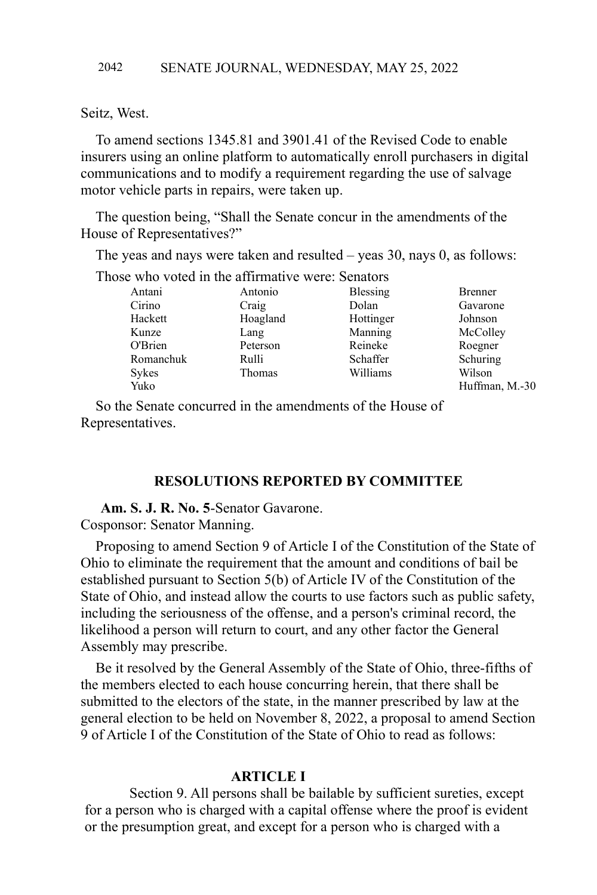Seitz, West.

To amend sections 1345.81 and 3901.41 of the Revised Code to enable insurers using an online platform to automatically enroll purchasers in digital communications and to modify a requirement regarding the use of salvage motor vehicle parts in repairs, were taken up.

The question being, "Shall the Senate concur in the amendments of the House of Representatives?"

The yeas and nays were taken and resulted – yeas 30, nays 0, as follows:

Those who voted in the affirmative were: Senators

| | | | |
|---|---|---|---|
| Antani | Antonio | Blessing | Brenner |
| Cirino | Craig | Dolan | Gavarone |
| Hackett | Hoagland | Hottinger | Johnson |
| Kunze | Lang | Manning | McColley |
| O'Brien | Peterson | Reineke | Roegner |
| Romanchuk | Rulli | Schaffer | Schuring |
| Sykes | Thomas | Williams | Wilson |
| Yuko | | | Huffman, M.-30 |

So the Senate concurred in the amendments of the House of Representatives.

## RESOLUTIONS REPORTED BY COMMITTEE

**Am. S. J. R. No. 5**-Senator Gavarone.
Cosponsor: Senator Manning.

Proposing to amend Section 9 of Article I of the Constitution of the State of Ohio to eliminate the requirement that the amount and conditions of bail be established pursuant to Section 5(b) of Article IV of the Constitution of the State of Ohio, and instead allow the courts to use factors such as public safety, including the seriousness of the offense, and a person's criminal record, the likelihood a person will return to court, and any other factor the General Assembly may prescribe.

Be it resolved by the General Assembly of the State of Ohio, three-fifths of the members elected to each house concurring herein, that there shall be submitted to the electors of the state, in the manner prescribed by law at the general election to be held on November 8, 2022, a proposal to amend Section 9 of Article I of the Constitution of the State of Ohio to read as follows:

**ARTICLE I**

Section 9. All persons shall be bailable by sufficient sureties, except for a person who is charged with a capital offense where the proof is evident or the presumption great, and except for a person who is charged with a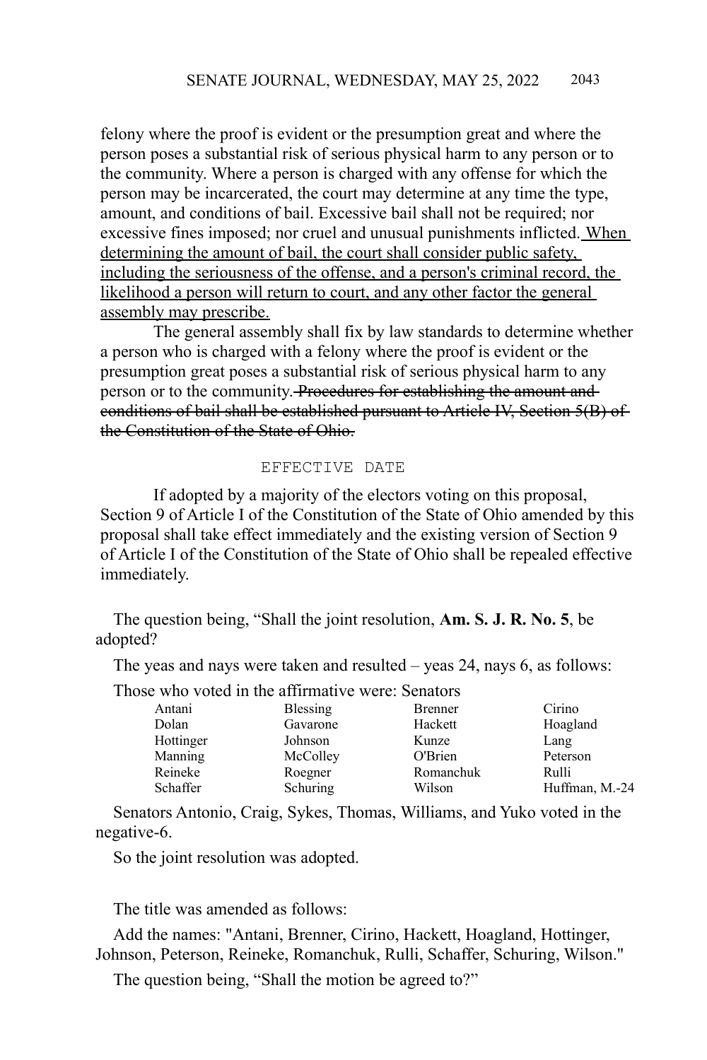felony where the proof is evident or the presumption great and where the person poses a substantial risk of serious physical harm to any person or to the community. Where a person is charged with any offense for which the person may be incarcerated, the court may determine at any time the type, amount, and conditions of bail. Excessive bail shall not be required; nor excessive fines imposed; nor cruel and unusual punishments inflicted. <u>When determining the amount of bail, the court shall consider public safety, including the seriousness of the offense, and a person's criminal record, the likelihood a person will return to court, and any other factor the general assembly may prescribe.</u>

The general assembly shall fix by law standards to determine whether a person who is charged with a felony where the proof is evident or the presumption great poses a substantial risk of serious physical harm to any person or to the community. ~~Procedures for establishing the amount and conditions of bail shall be established pursuant to Article IV, Section 5(B) of the Constitution of the State of Ohio.~~

EFFECTIVE DATE

If adopted by a majority of the electors voting on this proposal, Section 9 of Article I of the Constitution of the State of Ohio amended by this proposal shall take effect immediately and the existing version of Section 9 of Article I of the Constitution of the State of Ohio shall be repealed effective immediately.

The question being, "Shall the joint resolution, **Am. S. J. R. No. 5**, be adopted?

The yeas and nays were taken and resulted – yeas 24, nays 6, as follows:

Those who voted in the affirmative were: Senators

| | | | |
|---|---|---|---|
| Antani | Blessing | Brenner | Cirino |
| Dolan | Gavarone | Hackett | Hoagland |
| Hottinger | Johnson | Kunze | Lang |
| Manning | McColley | O'Brien | Peterson |
| Reineke | Roegner | Romanchuk | Rulli |
| Schaffer | Schuring | Wilson | Huffman, M.-24 |

Senators Antonio, Craig, Sykes, Thomas, Williams, and Yuko voted in the negative-6.

So the joint resolution was adopted.

The title was amended as follows:

Add the names: "Antani, Brenner, Cirino, Hackett, Hoagland, Hottinger, Johnson, Peterson, Reineke, Romanchuk, Rulli, Schaffer, Schuring, Wilson."

The question being, "Shall the motion be agreed to?"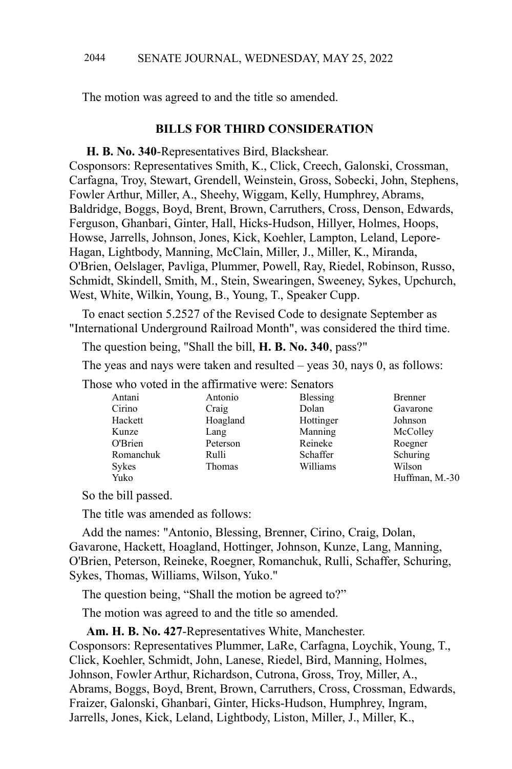The motion was agreed to and the title so amended.

## BILLS FOR THIRD CONSIDERATION

**H. B. No. 340**-Representatives Bird, Blackshear.
Cosponsors: Representatives Smith, K., Click, Creech, Galonski, Crossman, Carfagna, Troy, Stewart, Grendell, Weinstein, Gross, Sobecki, John, Stephens, Fowler Arthur, Miller, A., Sheehy, Wiggam, Kelly, Humphrey, Abrams, Baldridge, Boggs, Boyd, Brent, Brown, Carruthers, Cross, Denson, Edwards, Ferguson, Ghanbari, Ginter, Hall, Hicks-Hudson, Hillyer, Holmes, Hoops, Howse, Jarrells, Johnson, Jones, Kick, Koehler, Lampton, Leland, Lepore-Hagan, Lightbody, Manning, McClain, Miller, J., Miller, K., Miranda, O'Brien, Oelslager, Pavliga, Plummer, Powell, Ray, Riedel, Robinson, Russo, Schmidt, Skindell, Smith, M., Stein, Swearingen, Sweeney, Sykes, Upchurch, West, White, Wilkin, Young, B., Young, T., Speaker Cupp.

To enact section 5.2527 of the Revised Code to designate September as "International Underground Railroad Month", was considered the third time.

The question being, "Shall the bill, **H. B. No. 340**, pass?"

The yeas and nays were taken and resulted – yeas 30, nays 0, as follows:

Those who voted in the affirmative were: Senators

| | | | |
|---|---|---|---|
| Antani | Antonio | Blessing | Brenner |
| Cirino | Craig | Dolan | Gavarone |
| Hackett | Hoagland | Hottinger | Johnson |
| Kunze | Lang | Manning | McColley |
| O'Brien | Peterson | Reineke | Roegner |
| Romanchuk | Rulli | Schaffer | Schuring |
| Sykes | Thomas | Williams | Wilson |
| Yuko | | | Huffman, M.-30 |

So the bill passed.

The title was amended as follows:

Add the names: "Antonio, Blessing, Brenner, Cirino, Craig, Dolan, Gavarone, Hackett, Hoagland, Hottinger, Johnson, Kunze, Lang, Manning, O'Brien, Peterson, Reineke, Roegner, Romanchuk, Rulli, Schaffer, Schuring, Sykes, Thomas, Williams, Wilson, Yuko."

The question being, "Shall the motion be agreed to?"

The motion was agreed to and the title so amended.

**Am. H. B. No. 427**-Representatives White, Manchester.
Cosponsors: Representatives Plummer, LaRe, Carfagna, Loychik, Young, T., Click, Koehler, Schmidt, John, Lanese, Riedel, Bird, Manning, Holmes, Johnson, Fowler Arthur, Richardson, Cutrona, Gross, Troy, Miller, A., Abrams, Boggs, Boyd, Brent, Brown, Carruthers, Cross, Crossman, Edwards, Fraizer, Galonski, Ghanbari, Ginter, Hicks-Hudson, Humphrey, Ingram, Jarrells, Jones, Kick, Leland, Lightbody, Liston, Miller, J., Miller, K.,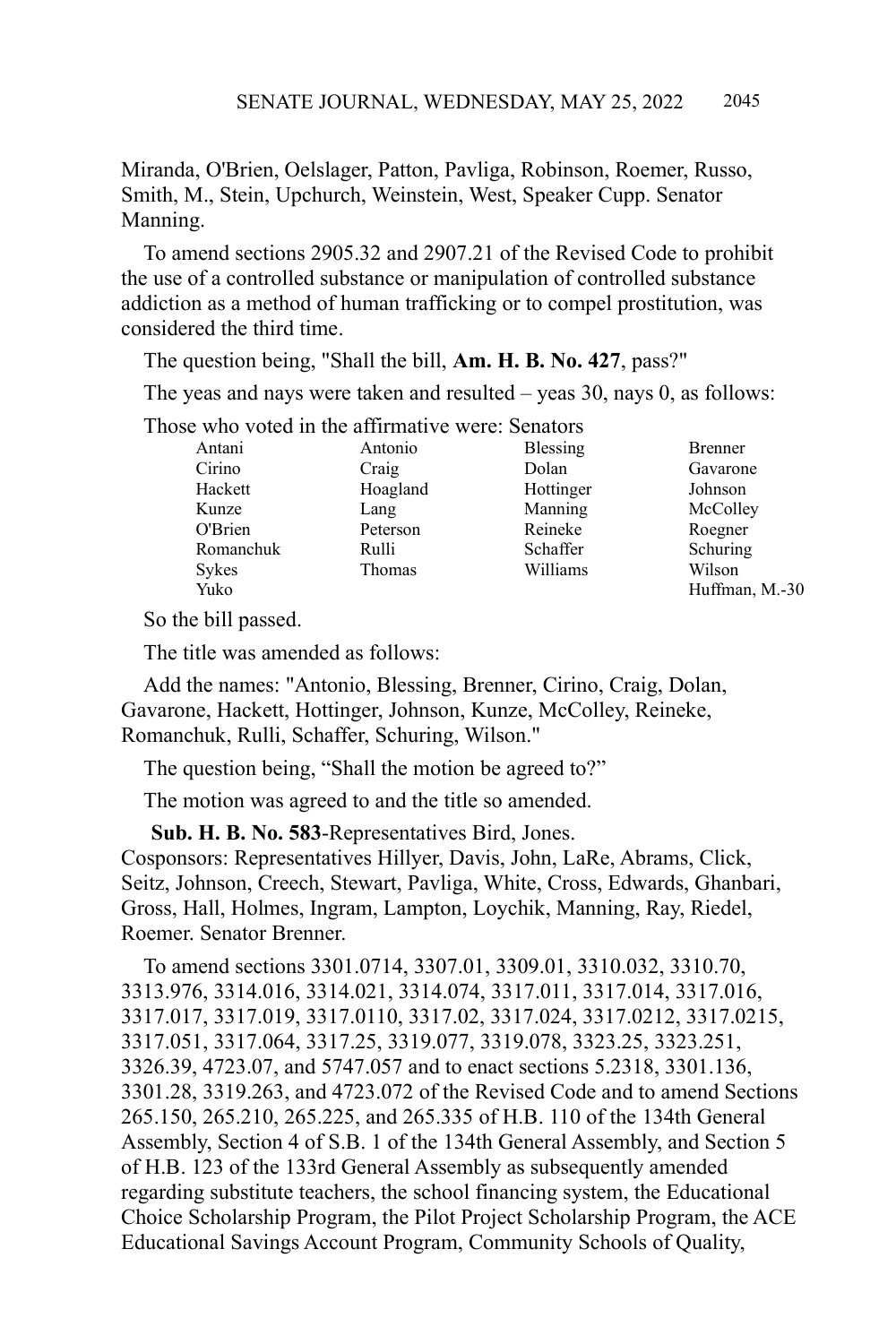Miranda, O'Brien, Oelslager, Patton, Pavliga, Robinson, Roemer, Russo, Smith, M., Stein, Upchurch, Weinstein, West, Speaker Cupp. Senator Manning.

To amend sections 2905.32 and 2907.21 of the Revised Code to prohibit the use of a controlled substance or manipulation of controlled substance addiction as a method of human trafficking or to compel prostitution, was considered the third time.

The question being, "Shall the bill, **Am. H. B. No. 427**, pass?"

The yeas and nays were taken and resulted – yeas 30, nays 0, as follows:

Those who voted in the affirmative were: Senators

| | | | |
|---|---|---|---|
| Antani | Antonio | Blessing | Brenner |
| Cirino | Craig | Dolan | Gavarone |
| Hackett | Hoagland | Hottinger | Johnson |
| Kunze | Lang | Manning | McColley |
| O'Brien | Peterson | Reineke | Roegner |
| Romanchuk | Rulli | Schaffer | Schuring |
| Sykes | Thomas | Williams | Wilson |
| Yuko | | | Huffman, M.-30 |

So the bill passed.

The title was amended as follows:

Add the names: "Antonio, Blessing, Brenner, Cirino, Craig, Dolan, Gavarone, Hackett, Hottinger, Johnson, Kunze, McColley, Reineke, Romanchuk, Rulli, Schaffer, Schuring, Wilson."

The question being, "Shall the motion be agreed to?"

The motion was agreed to and the title so amended.

**Sub. H. B. No. 583**-Representatives Bird, Jones.
Cosponsors: Representatives Hillyer, Davis, John, LaRe, Abrams, Click, Seitz, Johnson, Creech, Stewart, Pavliga, White, Cross, Edwards, Ghanbari, Gross, Hall, Holmes, Ingram, Lampton, Loychik, Manning, Ray, Riedel, Roemer. Senator Brenner.

To amend sections 3301.0714, 3307.01, 3309.01, 3310.032, 3310.70, 3313.976, 3314.016, 3314.021, 3314.074, 3317.011, 3317.014, 3317.016, 3317.017, 3317.019, 3317.0110, 3317.02, 3317.024, 3317.0212, 3317.0215, 3317.051, 3317.064, 3317.25, 3319.077, 3319.078, 3323.25, 3323.251, 3326.39, 4723.07, and 5747.057 and to enact sections 5.2318, 3301.136, 3301.28, 3319.263, and 4723.072 of the Revised Code and to amend Sections 265.150, 265.210, 265.225, and 265.335 of H.B. 110 of the 134th General Assembly, Section 4 of S.B. 1 of the 134th General Assembly, and Section 5 of H.B. 123 of the 133rd General Assembly as subsequently amended regarding substitute teachers, the school financing system, the Educational Choice Scholarship Program, the Pilot Project Scholarship Program, the ACE Educational Savings Account Program, Community Schools of Quality,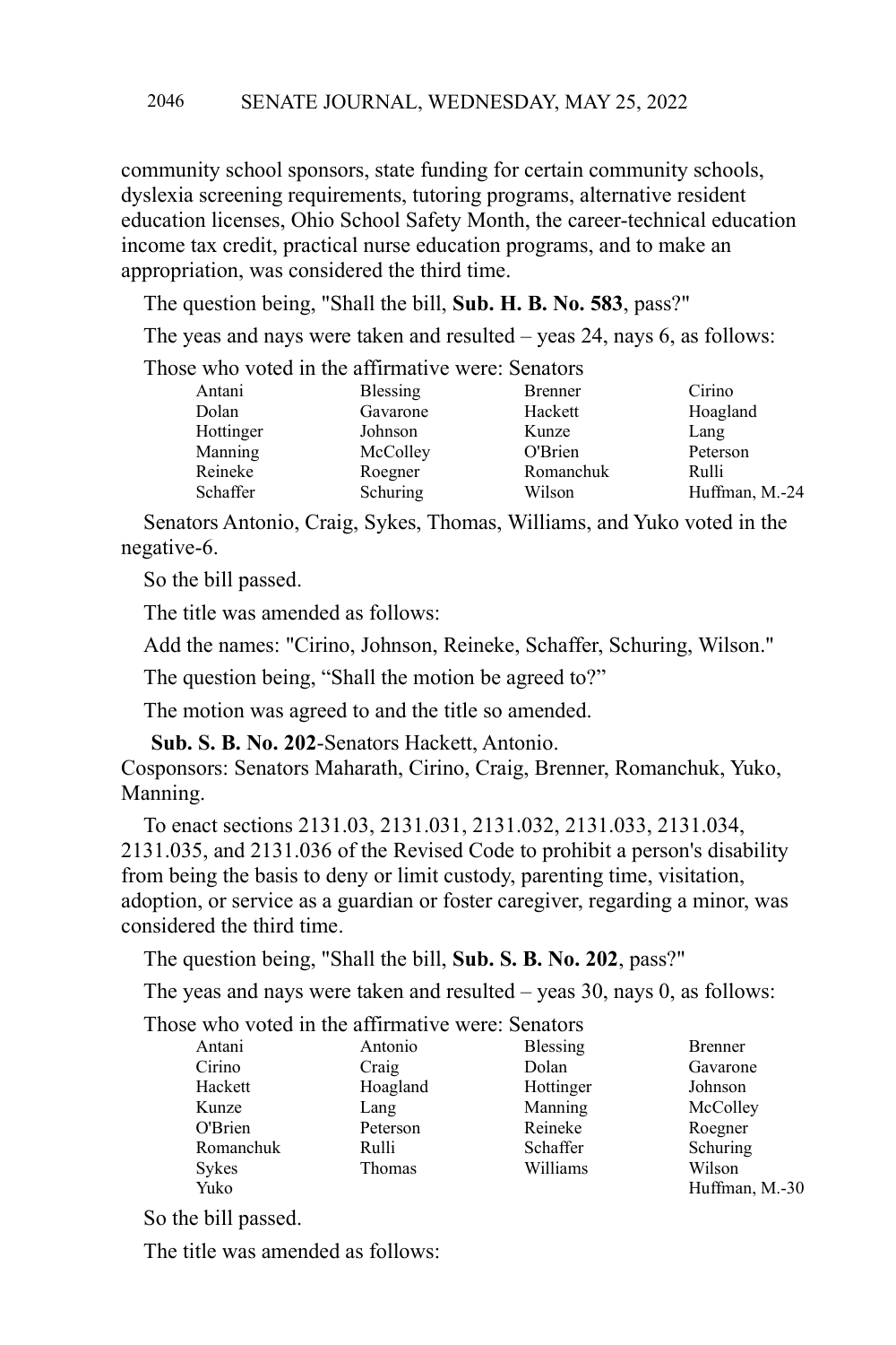community school sponsors, state funding for certain community schools, dyslexia screening requirements, tutoring programs, alternative resident education licenses, Ohio School Safety Month, the career-technical education income tax credit, practical nurse education programs, and to make an appropriation, was considered the third time.

The question being, "Shall the bill, **Sub. H. B. No. 583**, pass?"

The yeas and nays were taken and resulted – yeas 24, nays 6, as follows:

Those who voted in the affirmative were: Senators

| | | | |
|---|---|---|---|
| Antani | Blessing | Brenner | Cirino |
| Dolan | Gavarone | Hackett | Hoagland |
| Hottinger | Johnson | Kunze | Lang |
| Manning | McColley | O'Brien | Peterson |
| Reineke | Roegner | Romanchuk | Rulli |
| Schaffer | Schuring | Wilson | Huffman, M.-24 |

Senators Antonio, Craig, Sykes, Thomas, Williams, and Yuko voted in the negative-6.

So the bill passed.

The title was amended as follows:

Add the names: "Cirino, Johnson, Reineke, Schaffer, Schuring, Wilson."

The question being, "Shall the motion be agreed to?"

The motion was agreed to and the title so amended.

**Sub. S. B. No. 202**-Senators Hackett, Antonio.
Cosponsors: Senators Maharath, Cirino, Craig, Brenner, Romanchuk, Yuko, Manning.

To enact sections 2131.03, 2131.031, 2131.032, 2131.033, 2131.034, 2131.035, and 2131.036 of the Revised Code to prohibit a person's disability from being the basis to deny or limit custody, parenting time, visitation, adoption, or service as a guardian or foster caregiver, regarding a minor, was considered the third time.

The question being, "Shall the bill, **Sub. S. B. No. 202**, pass?"

The yeas and nays were taken and resulted – yeas 30, nays 0, as follows:

Those who voted in the affirmative were: Senators

| | | | |
|---|---|---|---|
| Antani | Antonio | Blessing | Brenner |
| Cirino | Craig | Dolan | Gavarone |
| Hackett | Hoagland | Hottinger | Johnson |
| Kunze | Lang | Manning | McColley |
| O'Brien | Peterson | Reineke | Roegner |
| Romanchuk | Rulli | Schaffer | Schuring |
| Sykes | Thomas | Williams | Wilson |
| Yuko | | | Huffman, M.-30 |

So the bill passed.

The title was amended as follows: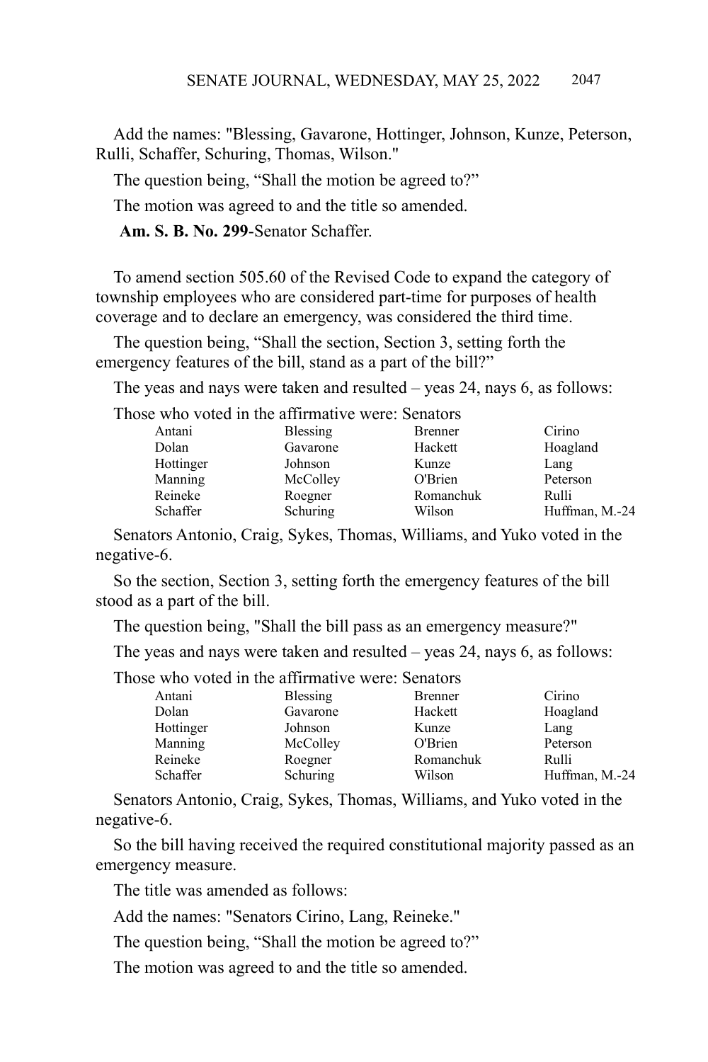Add the names: "Blessing, Gavarone, Hottinger, Johnson, Kunze, Peterson, Rulli, Schaffer, Schuring, Thomas, Wilson."

The question being, “Shall the motion be agreed to?”

The motion was agreed to and the title so amended.

**Am. S. B. No. 299**-Senator Schaffer.

To amend section 505.60 of the Revised Code to expand the category of township employees who are considered part-time for purposes of health coverage and to declare an emergency, was considered the third time.

The question being, “Shall the section, Section 3, setting forth the emergency features of the bill, stand as a part of the bill?”

The yeas and nays were taken and resulted – yeas 24, nays 6, as follows:

Those who voted in the affirmative were: Senators

| | | | |
|---|---|---|---|
| Antani | Blessing | Brenner | Cirino |
| Dolan | Gavarone | Hackett | Hoagland |
| Hottinger | Johnson | Kunze | Lang |
| Manning | McColley | O'Brien | Peterson |
| Reineke | Roegner | Romanchuk | Rulli |
| Schaffer | Schuring | Wilson | Huffman, M.-24 |

Senators Antonio, Craig, Sykes, Thomas, Williams, and Yuko voted in the negative-6.

So the section, Section 3, setting forth the emergency features of the bill stood as a part of the bill.

The question being, "Shall the bill pass as an emergency measure?"

The yeas and nays were taken and resulted – yeas 24, nays 6, as follows:

Those who voted in the affirmative were: Senators

| | | | |
|---|---|---|---|
| Antani | Blessing | Brenner | Cirino |
| Dolan | Gavarone | Hackett | Hoagland |
| Hottinger | Johnson | Kunze | Lang |
| Manning | McColley | O'Brien | Peterson |
| Reineke | Roegner | Romanchuk | Rulli |
| Schaffer | Schuring | Wilson | Huffman, M.-24 |

Senators Antonio, Craig, Sykes, Thomas, Williams, and Yuko voted in the negative-6.

So the bill having received the required constitutional majority passed as an emergency measure.

The title was amended as follows:

Add the names: "Senators Cirino, Lang, Reineke."

The question being, “Shall the motion be agreed to?”

The motion was agreed to and the title so amended.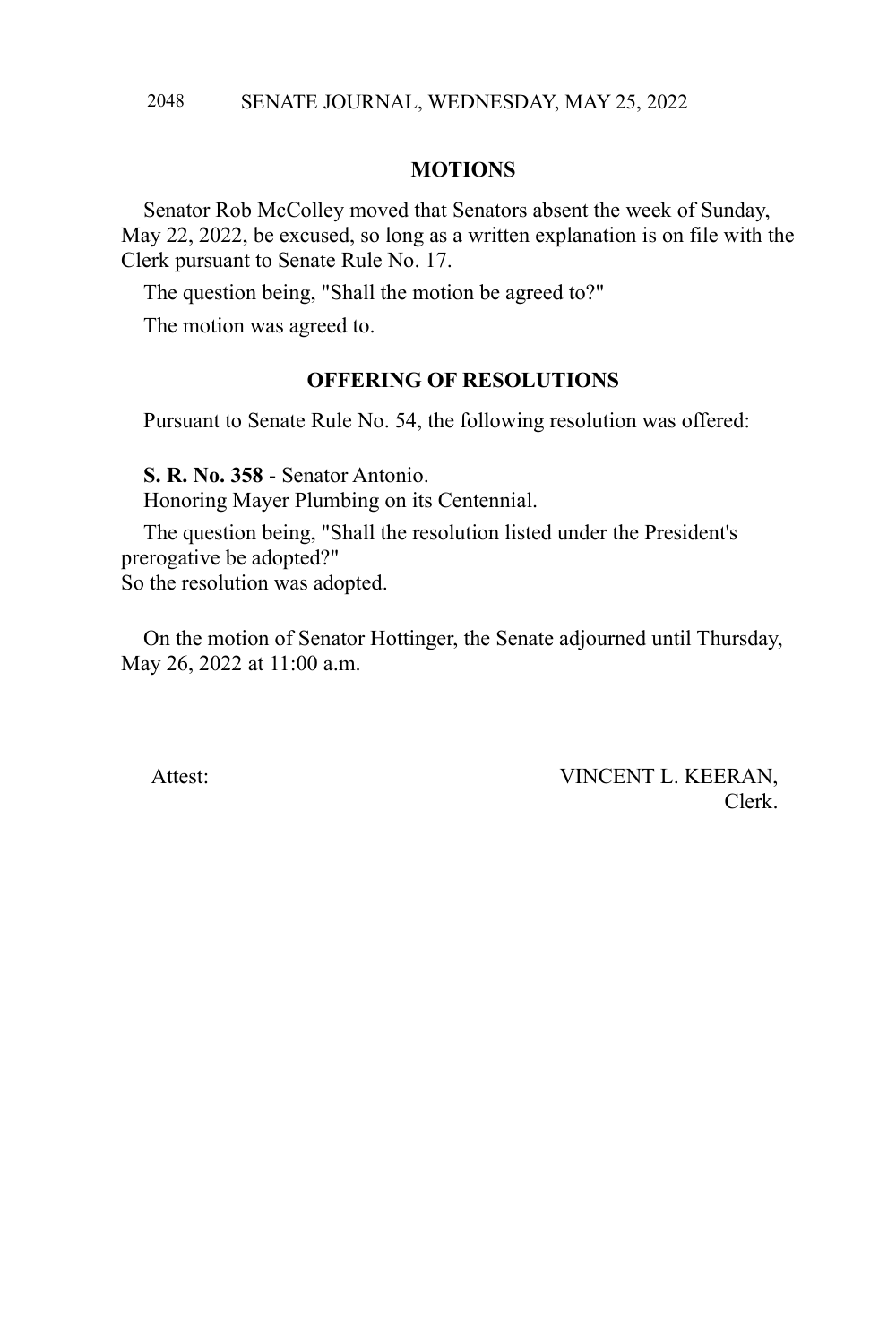## MOTIONS

Senator Rob McColley moved that Senators absent the week of Sunday, May 22, 2022, be excused, so long as a written explanation is on file with the Clerk pursuant to Senate Rule No. 17.

The question being, "Shall the motion be agreed to?"

The motion was agreed to.

## OFFERING OF RESOLUTIONS

Pursuant to Senate Rule No. 54, the following resolution was offered:

**S. R. No. 358** - Senator Antonio.
Honoring Mayer Plumbing on its Centennial.

The question being, "Shall the resolution listed under the President's prerogative be adopted?"
So the resolution was adopted.

On the motion of Senator Hottinger, the Senate adjourned until Thursday, May 26, 2022 at 11:00 a.m.

Attest: VINCENT L. KEERAN,
Clerk.